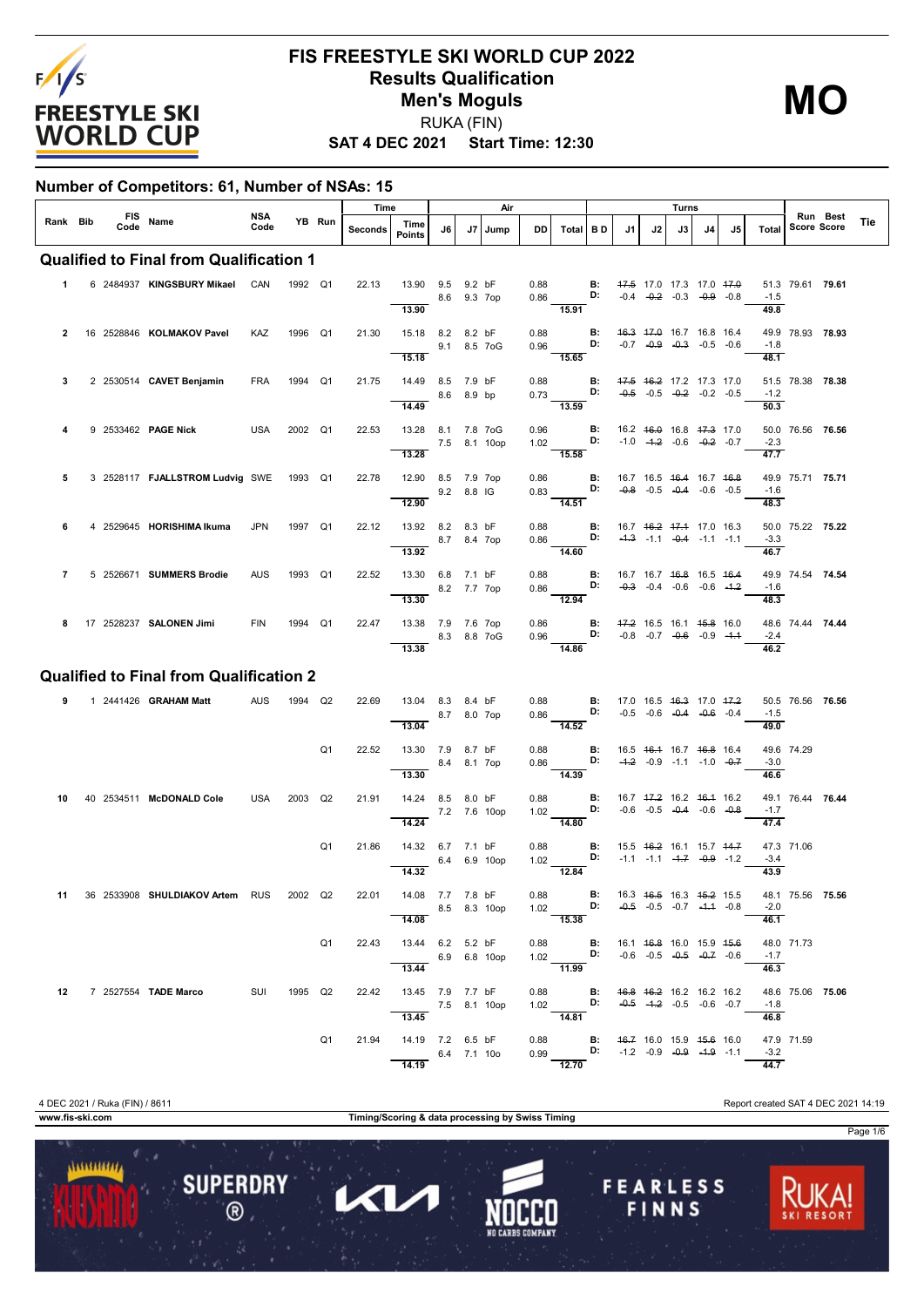# FIS FREESTYLE SKI WORLD CUP 2022

## Results Qualification

## Men's Moguls

RUKA (FIN)

**SAT 4 DEC 2021 Start Time: 12:30**

**MO**

### Number of Competitors: 61, Number of NSAs: 15

| Rank | Bib | FIS Code | Name | NSA Code | YB | Run | Time Seconds | Time Points | J6 | J7 | Jump | DD | Air Total | B D | J1 | J2 | J3 | J4 | J5 | Turns Total | Run Score | Best Score | Tie |
|---|---|---|---|---|---|---|---|---|---|---|---|---|---|---|---|---|---|---|---|---|---|---|---|
| **Qualified to Final from Qualification 1** | | | | | | | | | | | | | | | | | | | | | | | |
| 1 | 6 | 2484937 | **KINGSBURY Mikael** | CAN | 1992 | Q1 | 22.13 | 13.90 | 9.5 | 9.2 | bF | 0.88 | | B: | ~~17.5~~ | 17.0 | 17.3 | 17.0 | ~~17.0~~ | 51.3 | 79.61 | **79.61** | |
| | | | | | | | | | 8.6 | 9.3 | 7op | 0.86 | | D: | -0.4 | ~~-0.2~~ | -0.3 | ~~-0.9~~ | -0.8 | -1.5 | | | |
| | | | | | | | | 13.90 | | | | | 15.91 | | | | | | | 49.8 | | | |
| 2 | 16 | 2528846 | **KOLMAKOV Pavel** | KAZ | 1996 | Q1 | 21.30 | 15.18 | 8.2 | 8.2 | bF | 0.88 | | B: | ~~16.3~~ | ~~17.0~~ | 16.7 | 16.8 | 16.4 | 49.9 | 78.93 | **78.93** | |
| | | | | | | | | | 9.1 | 8.5 | 7oG | 0.96 | | D: | -0.7 | ~~-0.9~~ | ~~-0.3~~ | -0.5 | -0.6 | -1.8 | | | |
| | | | | | | | | 15.18 | | | | | 15.65 | | | | | | | 48.1 | | | |
| 3 | 2 | 2530514 | **CAVET Benjamin** | FRA | 1994 | Q1 | 21.75 | 14.49 | 8.5 | 7.9 | bF | 0.88 | | B: | ~~17.5~~ | ~~16.2~~ | 17.2 | 17.3 | 17.0 | 51.5 | 78.38 | **78.38** | |
| | | | | | | | | | 8.6 | 8.9 | bp | 0.73 | | D: | ~~-0.5~~ | -0.5 | ~~-0.2~~ | -0.2 | -0.5 | -1.2 | | | |
| | | | | | | | | 14.49 | | | | | 13.59 | | | | | | | 50.3 | | | |
| 4 | 9 | 2533462 | **PAGE Nick** | USA | 2002 | Q1 | 22.53 | 13.28 | 8.1 | 7.8 | 7oG | 0.96 | | B: | 16.2 | ~~16.0~~ | 16.8 | ~~17.3~~ | 17.0 | 50.0 | 76.56 | **76.56** | |
| | | | | | | | | | 7.5 | 8.1 | 10op | 1.02 | | D: | -1.0 | ~~-1.2~~ | -0.6 | ~~-0.2~~ | -0.7 | -2.3 | | | |
| | | | | | | | | 13.28 | | | | | 15.58 | | | | | | | 47.7 | | | |
| 5 | 3 | 2528117 | **FJALLSTROM Ludvig** | SWE | 1993 | Q1 | 22.78 | 12.90 | 8.5 | 7.9 | 7op | 0.86 | | B: | 16.7 | 16.5 | ~~16.4~~ | 16.7 | ~~16.8~~ | 49.9 | 75.71 | **75.71** | |
| | | | | | | | | | 9.2 | 8.8 | IG | 0.83 | | D: | ~~-0.8~~ | -0.5 | ~~-0.4~~ | -0.6 | -0.5 | -1.6 | | | |
| | | | | | | | | 12.90 | | | | | 14.51 | | | | | | | 48.3 | | | |
| 6 | 4 | 2529645 | **HORISHIMA Ikuma** | JPN | 1997 | Q1 | 22.12 | 13.92 | 8.2 | 8.3 | bF | 0.88 | | B: | 16.7 | ~~16.2~~ | ~~17.1~~ | 17.0 | 16.3 | 50.0 | 75.22 | **75.22** | |
| | | | | | | | | | 8.7 | 8.4 | 7op | 0.86 | | D: | ~~-1.3~~ | -1.1 | ~~-0.4~~ | -1.1 | -1.1 | -3.3 | | | |
| | | | | | | | | 13.92 | | | | | 14.60 | | | | | | | 46.7 | | | |
| 7 | 5 | 2526671 | **SUMMERS Brodie** | AUS | 1993 | Q1 | 22.52 | 13.30 | 6.8 | 7.1 | bF | 0.88 | | B: | 16.7 | 16.7 | ~~16.8~~ | 16.5 | ~~16.4~~ | 49.9 | 74.54 | **74.54** | |
| | | | | | | | | | 8.2 | 7.7 | 7op | 0.86 | | D: | ~~-0.3~~ | -0.4 | -0.6 | -0.6 | ~~-1.2~~ | -1.6 | | | |
| | | | | | | | | 13.30 | | | | | 12.94 | | | | | | | 48.3 | | | |
| 8 | 17 | 2528237 | **SALONEN Jimi** | FIN | 1994 | Q1 | 22.47 | 13.38 | 7.9 | 7.6 | 7op | 0.86 | | B: | ~~17.2~~ | 16.5 | 16.1 | ~~15.8~~ | 16.0 | 48.6 | 74.44 | **74.44** | |
| | | | | | | | | | 8.3 | 8.8 | 7oG | 0.96 | | D: | -0.8 | -0.7 | ~~-0.6~~ | -0.9 | ~~-1.1~~ | -2.4 | | | |
| | | | | | | | | 13.38 | | | | | 14.86 | | | | | | | 46.2 | | | |
| **Qualified to Final from Qualification 2** | | | | | | | | | | | | | | | | | | | | | | | |
| 9 | 1 | 2441426 | **GRAHAM Matt** | AUS | 1994 | Q2 | 22.69 | 13.04 | 8.3 | 8.4 | bF | 0.88 | | B: | 17.0 | 16.5 | ~~16.3~~ | 17.0 | ~~17.2~~ | 50.5 | 76.56 | **76.56** | |
| | | | | | | | | | 8.7 | 8.0 | 7op | 0.86 | | D: | -0.5 | -0.6 | ~~-0.4~~ | ~~-0.6~~ | -0.4 | -1.5 | | | |
| | | | | | | | | 13.04 | | | | | 14.52 | | | | | | | 49.0 | | | |
| | | | | | | Q1 | 22.52 | 13.30 | 7.9 | 8.7 | bF | 0.88 | | B: | 16.5 | ~~16.1~~ | 16.7 | ~~16.8~~ | 16.4 | 49.6 | 74.29 | | |
| | | | | | | | | | 8.4 | 8.1 | 7op | 0.86 | | D: | ~~-1.2~~ | -0.9 | -1.1 | -1.0 | ~~-0.7~~ | -3.0 | | | |
| | | | | | | | | 13.30 | | | | | 14.39 | | | | | | | 46.6 | | | |
| 10 | 40 | 2534511 | **McDONALD Cole** | USA | 2003 | Q2 | 21.91 | 14.24 | 8.5 | 8.0 | bF | 0.88 | | B: | 16.7 | ~~17.2~~ | 16.2 | ~~16.1~~ | 16.2 | 49.1 | 76.44 | **76.44** | |
| | | | | | | | | | 7.2 | 7.6 | 10op | 1.02 | | D: | -0.6 | -0.5 | ~~-0.4~~ | -0.6 | ~~-0.8~~ | -1.7 | | | |
| | | | | | | | | 14.24 | | | | | 14.80 | | | | | | | 47.4 | | | |
| | | | | | | Q1 | 21.86 | 14.32 | 6.7 | 7.1 | bF | 0.88 | | B: | 15.5 | ~~16.2~~ | 16.1 | 15.7 | ~~14.7~~ | 47.3 | 71.06 | | |
| | | | | | | | | | 6.4 | 6.9 | 10op | 1.02 | | D: | -1.1 | -1.1 | ~~-1.7~~ | ~~-0.9~~ | -1.2 | -3.4 | | | |
| | | | | | | | | 14.32 | | | | | 12.84 | | | | | | | 43.9 | | | |
| 11 | 36 | 2533908 | **SHULDIAKOV Artem** | RUS | 2002 | Q2 | 22.01 | 14.08 | 7.7 | 7.8 | bF | 0.88 | | B: | 16.3 | ~~16.5~~ | 16.3 | ~~15.2~~ | 15.5 | 48.1 | 75.56 | **75.56** | |
| | | | | | | | | | 8.5 | 8.3 | 10op | 1.02 | | D: | ~~-0.5~~ | -0.5 | -0.7 | ~~-1.1~~ | -0.8 | -2.0 | | | |
| | | | | | | | | 14.08 | | | | | 15.38 | | | | | | | 46.1 | | | |
| | | | | | | Q1 | 22.43 | 13.44 | 6.2 | 5.2 | bF | 0.88 | | B: | 16.1 | ~~16.8~~ | 16.0 | 15.9 | ~~15.6~~ | 48.0 | 71.73 | | |
| | | | | | | | | | 6.9 | 6.8 | 10op | 1.02 | | D: | -0.6 | -0.5 | ~~-0.5~~ | ~~-0.7~~ | -0.6 | -1.7 | | | |
| | | | | | | | | 13.44 | | | | | 11.99 | | | | | | | 46.3 | | | |
| 12 | 7 | 2527554 | **TADE Marco** | SUI | 1995 | Q2 | 22.42 | 13.45 | 7.9 | 7.7 | bF | 0.88 | | B: | ~~16.8~~ | ~~16.2~~ | 16.2 | 16.2 | 16.2 | 48.6 | 75.06 | **75.06** | |
| | | | | | | | | | 7.5 | 8.1 | 10op | 1.02 | | D: | ~~-0.5~~ | ~~-1.2~~ | -0.5 | -0.6 | -0.7 | -1.8 | | | |
| | | | | | | | | 13.45 | | | | | 14.81 | | | | | | | 46.8 | | | |
| | | | | | | Q1 | 21.94 | 14.19 | 7.2 | 6.5 | bF | 0.88 | | B: | ~~16.7~~ | 16.0 | 15.9 | ~~15.6~~ | 16.0 | 47.9 | 71.59 | | |
| | | | | | | | | | 6.4 | 7.1 | 10o | 0.99 | | D: | -1.2 | -0.9 | ~~-0.9~~ | ~~-1.9~~ | -1.1 | -3.2 | | | |
| | | | | | | | | 14.19 | | | | | 12.70 | | | | | | | 44.7 | | | |

4 DEC 2021 / Ruka (FIN) / 8611

Report created SAT 4 DEC 2021 14:19

www.fis-ski.com

Timing/Scoring & data processing by Swiss Timing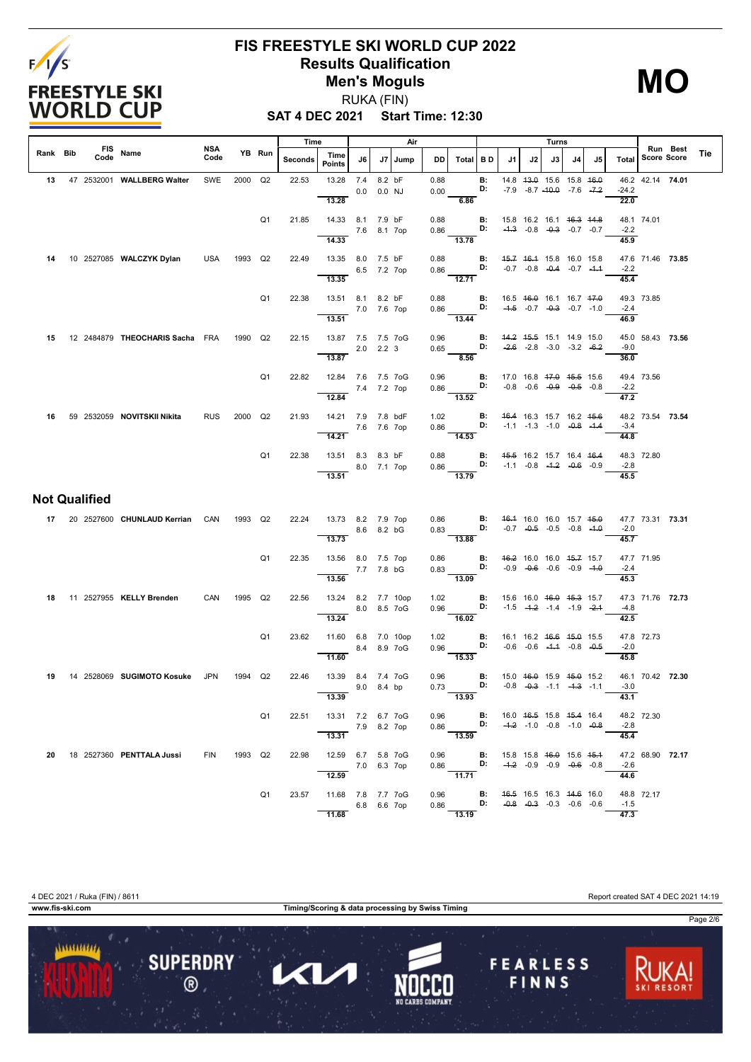# FIS FREESTYLE SKI WORLD CUP 2022

## Results Qualification

## Men's Moguls

RUKA (FIN)

**SAT 4 DEC 2021 Start Time: 12:30**

**MO**

| Rank | Bib | FIS Code | Name | NSA Code | YB | Run | Time Seconds | Time Points | Air J6 | Air J7 | Jump | DD | Air Total | B D | Turns J1 | J2 | J3 | J4 | J5 | Turns Total | Run Score | Best Score | Tie |
|---|---|---|---|---|---|---|---|---|---|---|---|---|---|---|---|---|---|---|---|---|---|---|---|
| 13 | 47 | 2532001 | **WALLBERG Walter** | SWE | 2000 | Q2 | 22.53 | 13.28 | 7.4 | 8.2 | bF | 0.88 | | B: | 14.8 | ~~13.0~~ | 15.6 | 15.8 | ~~16.0~~ | 46.2 | 42.14 | **74.01** | |
| | | | | | | | | | 0.0 | 0.0 | NJ | 0.00 | | D: | -7.9 | -8.7 | ~~-10.0~~ | -7.6 | ~~-7.2~~ | -24.2 | | | |
| | | | | | | | | 13.28 | | | | | 6.86 | | | | | | | 22.0 | | | |
| | | | | | | Q1 | 21.85 | 14.33 | 8.1 | 7.9 | bF | 0.88 | | B: | 15.8 | 16.2 | 16.1 | ~~16.3~~ | ~~14.8~~ | 48.1 | 74.01 | | |
| | | | | | | | | | 7.6 | 8.1 | 7op | 0.86 | | D: | ~~-1.3~~ | -0.8 | ~~-0.3~~ | -0.7 | -0.7 | -2.2 | | | |
| | | | | | | | | 14.33 | | | | | 13.78 | | | | | | | 45.9 | | | |
| 14 | 10 | 2527085 | **WALCZYK Dylan** | USA | 1993 | Q2 | 22.49 | 13.35 | 8.0 | 7.5 | bF | 0.88 | | B: | ~~15.7~~ | ~~16.1~~ | 15.8 | 16.0 | 15.8 | 47.6 | 71.46 | **73.85** | |
| | | | | | | | | | 6.5 | 7.2 | 7op | 0.86 | | D: | -0.7 | -0.8 | ~~-0.4~~ | -0.7 | ~~-1.1~~ | -2.2 | | | |
| | | | | | | | | 13.35 | | | | | 12.71 | | | | | | | 45.4 | | | |
| | | | | | | Q1 | 22.38 | 13.51 | 8.1 | 8.2 | bF | 0.88 | | B: | 16.5 | ~~16.0~~ | 16.1 | 16.7 | ~~17.0~~ | 49.3 | 73.85 | | |
| | | | | | | | | | 7.0 | 7.6 | 7op | 0.86 | | D: | ~~-1.5~~ | -0.7 | ~~-0.3~~ | -0.7 | -1.0 | -2.4 | | | |
| | | | | | | | | 13.51 | | | | | 13.44 | | | | | | | 46.9 | | | |
| 15 | 12 | 2484879 | **THEOCHARIS Sacha** | FRA | 1990 | Q2 | 22.15 | 13.87 | 7.5 | 7.5 | 7oG | 0.96 | | B: | ~~14.2~~ | ~~15.5~~ | 15.1 | 14.9 | 15.0 | 45.0 | 58.43 | **73.56** | |
| | | | | | | | | | 2.0 | 2.2 | 3 | 0.65 | | D: | ~~-2.6~~ | -2.8 | -3.0 | -3.2 | ~~-6.2~~ | -9.0 | | | |
| | | | | | | | | 13.87 | | | | | 8.56 | | | | | | | 36.0 | | | |
| | | | | | | Q1 | 22.82 | 12.84 | 7.6 | 7.5 | 7oG | 0.96 | | B: | 17.0 | 16.8 | ~~17.0~~ | ~~15.5~~ | 15.6 | 49.4 | 73.56 | | |
| | | | | | | | | | 7.4 | 7.2 | 7op | 0.86 | | D: | -0.8 | -0.6 | ~~-0.9~~ | ~~-0.5~~ | -0.8 | -2.2 | | | |
| | | | | | | | | 12.84 | | | | | 13.52 | | | | | | | 47.2 | | | |
| 16 | 59 | 2532059 | **NOVITSKII Nikita** | RUS | 2000 | Q2 | 21.93 | 14.21 | 7.9 | 7.8 | bdF | 1.02 | | B: | ~~16.4~~ | 16.3 | 15.7 | 16.2 | ~~15.6~~ | 48.2 | 73.54 | **73.54** | |
| | | | | | | | | | 7.6 | 7.6 | 7op | 0.86 | | D: | -1.1 | -1.3 | -1.0 | ~~-0.8~~ | ~~-1.4~~ | -3.4 | | | |
| | | | | | | | | 14.21 | | | | | 14.53 | | | | | | | 44.8 | | | |
| | | | | | | Q1 | 22.38 | 13.51 | 8.3 | 8.3 | bF | 0.88 | | B: | ~~15.5~~ | 16.2 | 15.7 | 16.4 | ~~16.4~~ | 48.3 | 72.80 | | |
| | | | | | | | | | 8.0 | 7.1 | 7op | 0.86 | | D: | -1.1 | -0.8 | ~~-1.2~~ | ~~-0.6~~ | -0.9 | -2.8 | | | |
| | | | | | | | | 13.51 | | | | | 13.79 | | | | | | | 45.5 | | | |

## Not Qualified

| Rank | Bib | FIS Code | Name | NSA Code | YB | Run | Time Seconds | Time Points | Air J6 | Air J7 | Jump | DD | Air Total | B D | Turns J1 | J2 | J3 | J4 | J5 | Turns Total | Run Score | Best Score | Tie |
|---|---|---|---|---|---|---|---|---|---|---|---|---|---|---|---|---|---|---|---|---|---|---|---|
| 17 | 20 | 2527600 | **CHUNLAUD Kerrian** | CAN | 1993 | Q2 | 22.24 | 13.73 | 8.2 | 7.9 | 7op | 0.86 | | B: | ~~16.1~~ | 16.0 | 16.0 | 15.7 | ~~15.0~~ | 47.7 | 73.31 | **73.31** | |
| | | | | | | | | | 8.6 | 8.2 | bG | 0.83 | | D: | -0.7 | ~~-0.5~~ | -0.5 | -0.8 | ~~-1.0~~ | -2.0 | | | |
| | | | | | | | | 13.73 | | | | | 13.88 | | | | | | | 45.7 | | | |
| | | | | | | Q1 | 22.35 | 13.56 | 8.0 | 7.5 | 7op | 0.86 | | B: | ~~16.2~~ | 16.0 | 16.0 | ~~15.7~~ | 15.7 | 47.7 | 71.95 | | |
| | | | | | | | | | 7.7 | 7.8 | bG | 0.83 | | D: | -0.9 | ~~-0.6~~ | -0.6 | -0.9 | ~~-1.0~~ | -2.4 | | | |
| | | | | | | | | 13.56 | | | | | 13.09 | | | | | | | 45.3 | | | |
| 18 | 11 | 2527955 | **KELLY Brenden** | CAN | 1995 | Q2 | 22.56 | 13.24 | 8.2 | 7.7 | 10op | 1.02 | | B: | 15.6 | 16.0 | ~~16.0~~ | ~~15.3~~ | 15.7 | 47.3 | 71.76 | **72.73** | |
| | | | | | | | | | 8.0 | 8.5 | 7oG | 0.96 | | D: | -1.5 | ~~-1.2~~ | -1.4 | -1.9 | ~~-2.1~~ | -4.8 | | | |
| | | | | | | | | 13.24 | | | | | 16.02 | | | | | | | 42.5 | | | |
| | | | | | | Q1 | 23.62 | 11.60 | 6.8 | 7.0 | 10op | 1.02 | | B: | 16.1 | 16.2 | ~~16.6~~ | ~~15.0~~ | 15.5 | 47.8 | 72.73 | | |
| | | | | | | | | | 8.4 | 8.9 | 7oG | 0.96 | | D: | -0.6 | -0.6 | ~~-1.1~~ | -0.8 | ~~-0.5~~ | -2.0 | | | |
| | | | | | | | | 11.60 | | | | | 15.33 | | | | | | | 45.8 | | | |
| 19 | 14 | 2528069 | **SUGIMOTO Kosuke** | JPN | 1994 | Q2 | 22.46 | 13.39 | 8.4 | 7.4 | 7oG | 0.96 | | B: | 15.0 | ~~16.0~~ | 15.9 | ~~15.0~~ | 15.2 | 46.1 | 70.42 | **72.30** | |
| | | | | | | | | | 9.0 | 8.4 | bp | 0.73 | | D: | -0.8 | ~~-0.3~~ | -1.1 | ~~-1.3~~ | -1.1 | -3.0 | | | |
| | | | | | | | | 13.39 | | | | | 13.93 | | | | | | | 43.1 | | | |
| | | | | | | Q1 | 22.51 | 13.31 | 7.2 | 6.7 | 7oG | 0.96 | | B: | 16.0 | ~~16.5~~ | 15.8 | ~~15.4~~ | 16.4 | 48.2 | 72.30 | | |
| | | | | | | | | | 7.9 | 8.2 | 7op | 0.86 | | D: | ~~-1.2~~ | -1.0 | -0.8 | -1.0 | ~~-0.8~~ | -2.8 | | | |
| | | | | | | | | 13.31 | | | | | 13.59 | | | | | | | 45.4 | | | |
| 20 | 18 | 2527360 | **PENTTALA Jussi** | FIN | 1993 | Q2 | 22.98 | 12.59 | 6.7 | 5.8 | 7oG | 0.96 | | B: | 15.8 | 15.8 | ~~16.0~~ | 15.6 | ~~15.1~~ | 47.2 | 68.90 | **72.17** | |
| | | | | | | | | | 7.0 | 6.3 | 7op | 0.86 | | D: | ~~-1.2~~ | -0.9 | -0.9 | ~~-0.6~~ | -0.8 | -2.6 | | | |
| | | | | | | | | 12.59 | | | | | 11.71 | | | | | | | 44.6 | | | |
| | | | | | | Q1 | 23.57 | 11.68 | 7.8 | 7.7 | 7oG | 0.96 | | B: | ~~16.5~~ | 16.5 | 16.3 | ~~14.6~~ | 16.0 | 48.8 | 72.17 | | |
| | | | | | | | | | 6.8 | 6.6 | 7op | 0.86 | | D: | ~~-0.8~~ | ~~-0.3~~ | -0.3 | -0.6 | -0.6 | -1.5 | | | |
| | | | | | | | | 11.68 | | | | | 13.19 | | | | | | | 47.3 | | | |

4 DEC 2021 / Ruka (FIN) / 8611

Report created SAT 4 DEC 2021 14:19

www.fis-ski.com

Timing/Scoring & data processing by Swiss Timing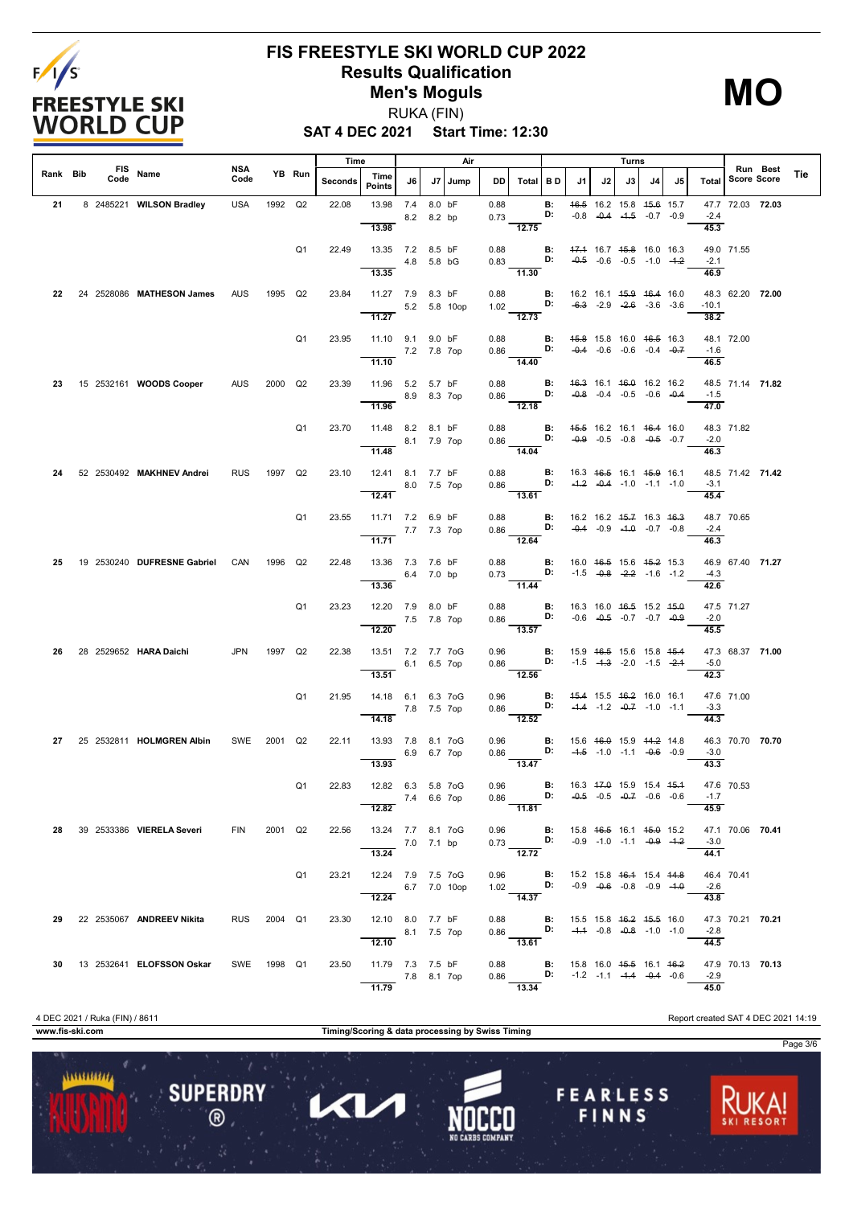# FIS FREESTYLE SKI WORLD CUP 2022

## Results Qualification

## Men's Moguls

RUKA (FIN)

**SAT 4 DEC 2021 Start Time: 12:30**

**MO**

| Rank | Bib | FIS Code | Name | NSA Code | YB | Run | Time Seconds | Time Points | Air J6 | Air J7 | Jump | DD | Air Total | B D | Turns J1 | J2 | J3 | J4 | J5 | Turns Total | Run Score | Best Score | Tie |
|---|---|---|---|---|---|---|---|---|---|---|---|---|---|---|---|---|---|---|---|---|---|---|---|
| 21 | 8 | 2485221 | WILSON Bradley | USA | 1992 | Q2 | 22.08 | 13.98 | 7.4 | 8.0 | bF | 0.88 | | B: | ~~16.5~~ | 16.2 | 15.8 | ~~15.6~~ | 15.7 | 47.7 | 72.03 | **72.03** | |
| | | | | | | | | | 8.2 | 8.2 | bp | 0.73 | | D: | -0.8 | ~~-0.4~~ | ~~-1.5~~ | -0.7 | -0.9 | -2.4 | | | |
| | | | | | | | | 13.98 | | | | | 12.75 | | | | | | | 45.3 | | | |
| | | | | | | Q1 | 22.49 | 13.35 | 7.2 | 8.5 | bF | 0.88 | | B: | ~~17.1~~ | 16.7 | ~~15.8~~ | 16.0 | 16.3 | 49.0 | 71.55 | | |
| | | | | | | | | | 4.8 | 5.8 | bG | 0.83 | | D: | ~~-0.5~~ | -0.6 | -0.5 | -1.0 | ~~-1.2~~ | -2.1 | | | |
| | | | | | | | | 13.35 | | | | | 11.30 | | | | | | | 46.9 | | | |
| 22 | 24 | 2528086 | MATHESON James | AUS | 1995 | Q2 | 23.84 | 11.27 | 7.9 | 8.3 | bF | 0.88 | | B: | 16.2 | 16.1 | ~~15.9~~ | ~~16.4~~ | 16.0 | 48.3 | 62.20 | **72.00** | |
| | | | | | | | | | 5.2 | 5.8 | 10op | 1.02 | | D: | ~~-6.3~~ | -2.9 | ~~-2.6~~ | -3.6 | -3.6 | -10.1 | | | |
| | | | | | | | | 11.27 | | | | | 12.73 | | | | | | | 38.2 | | | |
| | | | | | | Q1 | 23.95 | 11.10 | 9.1 | 9.0 | bF | 0.88 | | B: | ~~15.8~~ | 15.8 | 16.0 | ~~16.5~~ | 16.3 | 48.1 | 72.00 | | |
| | | | | | | | | | 7.2 | 7.8 | 7op | 0.86 | | D: | ~~-0.4~~ | -0.6 | -0.6 | -0.4 | ~~-0.7~~ | -1.6 | | | |
| | | | | | | | | 11.10 | | | | | 14.40 | | | | | | | 46.5 | | | |
| 23 | 15 | 2532161 | WOODS Cooper | AUS | 2000 | Q2 | 23.39 | 11.96 | 5.2 | 5.7 | bF | 0.88 | | B: | ~~16.3~~ | 16.1 | ~~16.0~~ | 16.2 | 16.2 | 48.5 | 71.14 | **71.82** | |
| | | | | | | | | | 8.9 | 8.3 | 7op | 0.86 | | D: | ~~-0.8~~ | -0.4 | -0.5 | -0.6 | ~~-0.4~~ | -1.5 | | | |
| | | | | | | | | 11.96 | | | | | 12.18 | | | | | | | 47.0 | | | |
| | | | | | | Q1 | 23.70 | 11.48 | 8.2 | 8.1 | bF | 0.88 | | B: | ~~15.5~~ | 16.2 | 16.1 | ~~16.4~~ | 16.0 | 48.3 | 71.82 | | |
| | | | | | | | | | 8.1 | 7.9 | 7op | 0.86 | | D: | ~~-0.9~~ | -0.5 | -0.8 | ~~-0.5~~ | -0.7 | -2.0 | | | |
| | | | | | | | | 11.48 | | | | | 14.04 | | | | | | | 46.3 | | | |
| 24 | 52 | 2530492 | MAKHNEV Andrei | RUS | 1997 | Q2 | 23.10 | 12.41 | 8.1 | 7.7 | bF | 0.88 | | B: | 16.3 | ~~16.5~~ | 16.1 | ~~15.9~~ | 16.1 | 48.5 | 71.42 | **71.42** | |
| | | | | | | | | | 8.0 | 7.5 | 7op | 0.86 | | D: | ~~-1.2~~ | ~~-0.4~~ | -1.0 | -1.1 | -1.0 | -3.1 | | | |
| | | | | | | | | 12.41 | | | | | 13.61 | | | | | | | 45.4 | | | |
| | | | | | | Q1 | 23.55 | 11.71 | 7.2 | 6.9 | bF | 0.88 | | B: | 16.2 | 16.2 | ~~15.7~~ | 16.3 | ~~16.3~~ | 48.7 | 70.65 | | |
| | | | | | | | | | 7.7 | 7.3 | 7op | 0.86 | | D: | ~~-0.4~~ | -0.9 | ~~-1.0~~ | -0.7 | -0.8 | -2.4 | | | |
| | | | | | | | | 11.71 | | | | | 12.64 | | | | | | | 46.3 | | | |
| 25 | 19 | 2530240 | DUFRESNE Gabriel | CAN | 1996 | Q2 | 22.48 | 13.36 | 7.3 | 7.6 | bF | 0.88 | | B: | 16.0 | ~~16.5~~ | 15.6 | ~~15.2~~ | 15.3 | 46.9 | 67.40 | **71.27** | |
| | | | | | | | | | 6.4 | 7.0 | bp | 0.73 | | D: | -1.5 | ~~-0.8~~ | ~~-2.2~~ | -1.6 | -1.2 | -4.3 | | | |
| | | | | | | | | 13.36 | | | | | 11.44 | | | | | | | 42.6 | | | |
| | | | | | | Q1 | 23.23 | 12.20 | 7.9 | 8.0 | bF | 0.88 | | B: | 16.3 | 16.0 | ~~16.5~~ | 15.2 | ~~15.0~~ | 47.5 | 71.27 | | |
| | | | | | | | | | 7.5 | 7.8 | 7op | 0.86 | | D: | -0.6 | ~~-0.5~~ | -0.7 | -0.7 | ~~-0.9~~ | -2.0 | | | |
| | | | | | | | | 12.20 | | | | | 13.57 | | | | | | | 45.5 | | | |
| 26 | 28 | 2529652 | HARA Daichi | JPN | 1997 | Q2 | 22.38 | 13.51 | 7.2 | 7.7 | 7oG | 0.96 | | B: | 15.9 | ~~16.5~~ | 15.6 | 15.8 | ~~15.4~~ | 47.3 | 68.37 | **71.00** | |
| | | | | | | | | | 6.1 | 6.5 | 7op | 0.86 | | D: | -1.5 | ~~-1.3~~ | -2.0 | -1.5 | ~~-2.1~~ | -5.0 | | | |
| | | | | | | | | 13.51 | | | | | 12.56 | | | | | | | 42.3 | | | |
| | | | | | | Q1 | 21.95 | 14.18 | 6.1 | 6.3 | 7oG | 0.96 | | B: | ~~15.4~~ | 15.5 | ~~16.2~~ | 16.0 | 16.1 | 47.6 | 71.00 | | |
| | | | | | | | | | 7.8 | 7.5 | 7op | 0.86 | | D: | ~~-1.4~~ | -1.2 | ~~-0.7~~ | -1.0 | -1.1 | -3.3 | | | |
| | | | | | | | | 14.18 | | | | | 12.52 | | | | | | | 44.3 | | | |
| 27 | 25 | 2532811 | HOLMGREN Albin | SWE | 2001 | Q2 | 22.11 | 13.93 | 7.8 | 8.1 | 7oG | 0.96 | | B: | 15.6 | ~~16.0~~ | 15.9 | ~~14.2~~ | 14.8 | 46.3 | 70.70 | **70.70** | |
| | | | | | | | | | 6.9 | 6.7 | 7op | 0.86 | | D: | ~~-1.5~~ | -1.0 | -1.1 | ~~-0.6~~ | -0.9 | -3.0 | | | |
| | | | | | | | | 13.93 | | | | | 13.47 | | | | | | | 43.3 | | | |
| | | | | | | Q1 | 22.83 | 12.82 | 6.3 | 5.8 | 7oG | 0.96 | | B: | 16.3 | ~~17.0~~ | 15.9 | 15.4 | ~~15.1~~ | 47.6 | 70.53 | | |
| | | | | | | | | | 7.4 | 6.6 | 7op | 0.86 | | D: | ~~-0.5~~ | -0.5 | ~~-0.7~~ | -0.6 | -0.6 | -1.7 | | | |
| | | | | | | | | 12.82 | | | | | 11.81 | | | | | | | 45.9 | | | |
| 28 | 39 | 2533386 | VIERELA Severi | FIN | 2001 | Q2 | 22.56 | 13.24 | 7.7 | 8.1 | 7oG | 0.96 | | B: | 15.8 | ~~16.5~~ | 16.1 | ~~15.0~~ | 15.2 | 47.1 | 70.06 | **70.41** | |
| | | | | | | | | | 7.0 | 7.1 | bp | 0.73 | | D: | -0.9 | -1.0 | -1.1 | ~~-0.9~~ | ~~-1.2~~ | -3.0 | | | |
| | | | | | | | | 13.24 | | | | | 12.72 | | | | | | | 44.1 | | | |
| | | | | | | Q1 | 23.21 | 12.24 | 7.9 | 7.5 | 7oG | 0.96 | | B: | 15.2 | 15.8 | ~~16.1~~ | 15.4 | ~~14.8~~ | 46.4 | 70.41 | | |
| | | | | | | | | | 6.7 | 7.0 | 10op | 1.02 | | D: | -0.9 | ~~-0.6~~ | -0.8 | -0.9 | ~~-1.0~~ | -2.6 | | | |
| | | | | | | | | 12.24 | | | | | 14.37 | | | | | | | 43.8 | | | |
| 29 | 22 | 2535067 | ANDREEV Nikita | RUS | 2004 | Q1 | 23.30 | 12.10 | 8.0 | 7.7 | bF | 0.88 | | B: | 15.5 | 15.8 | ~~16.2~~ | ~~15.5~~ | 16.0 | 47.3 | 70.21 | **70.21** | |
| | | | | | | | | | 8.1 | 7.5 | 7op | 0.86 | | D: | ~~-1.1~~ | -0.8 | ~~-0.8~~ | -1.0 | -1.0 | -2.8 | | | |
| | | | | | | | | 12.10 | | | | | 13.61 | | | | | | | 44.5 | | | |
| 30 | 13 | 2532641 | ELOFSSON Oskar | SWE | 1998 | Q1 | 23.50 | 11.79 | 7.3 | 7.5 | bF | 0.88 | | B: | 15.8 | 16.0 | ~~15.5~~ | 16.1 | ~~16.2~~ | 47.9 | 70.13 | **70.13** | |
| | | | | | | | | | 7.8 | 8.1 | 7op | 0.86 | | D: | -1.2 | -1.1 | ~~-1.4~~ | ~~-0.4~~ | -0.6 | -2.9 | | | |
| | | | | | | | | 11.79 | | | | | 13.34 | | | | | | | 45.0 | | | |

4 DEC 2021 / Ruka (FIN) / 8611 — Report created SAT 4 DEC 2021 14:19

www.fis-ski.com — Timing/Scoring & data processing by Swiss Timing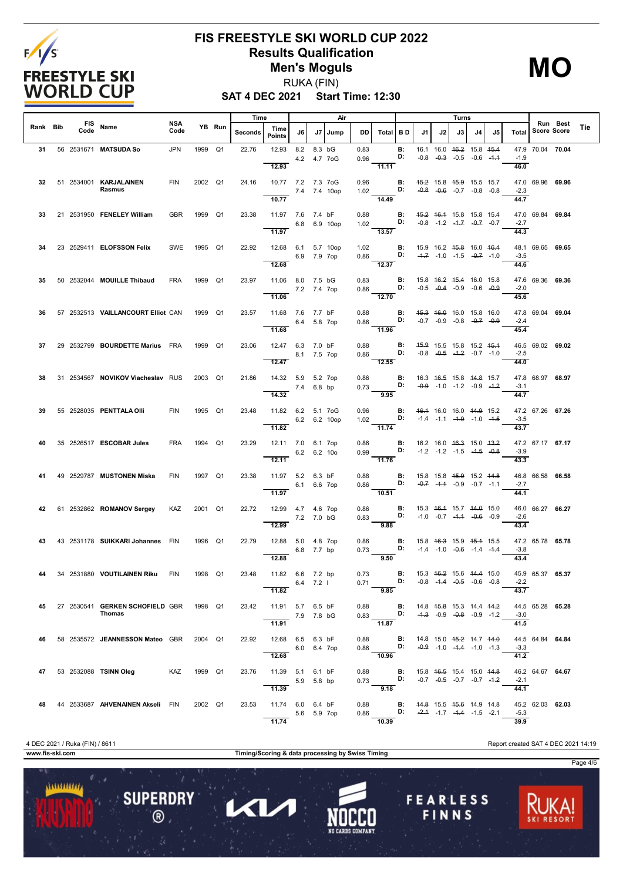# FIS FREESTYLE SKI WORLD CUP 2022

## Results Qualification

## Men's Moguls

RUKA (FIN)

**SAT 4 DEC 2021 Start Time: 12:30**

**MO**

| Rank | Bib | FIS Code | Name | NSA Code | YB | Run | Time Seconds | Time Points | Air J6 | Air J7 | Jump | DD | Air Total | B D | Turns J1 | Turns J2 | Turns J3 | Turns J4 | Turns J5 | Turns Total | Run Score | Best Score | Tie |
|---|---|---|---|---|---|---|---|---|---|---|---|---|---|---|---|---|---|---|---|---|---|---|---|
| 31 | 56 | 2531671 | **MATSUDA So** | JPN | 1999 | Q1 | 22.76 | 12.93 | 8.2 | 8.3 | bG | 0.83 | | B: | 16.1 | 16.0 | ~~16.2~~ | 15.8 | ~~15.4~~ | 47.9 | 70.04 | **70.04** | |
| | | | | | | | | | 4.2 | 4.7 | 7oG | 0.96 | | D: | -0.8 | ~~-0.3~~ | -0.5 | -0.6 | ~~-1.1~~ | -1.9 | | | |
| | | | | | | | | 12.93 | | | | | 11.11 | | | | | | | 46.0 | | | |
| 32 | 51 | 2534001 | **KARJALAINEN Rasmus** | FIN | 2002 | Q1 | 24.16 | 10.77 | 7.2 | 7.3 | 7oG | 0.96 | | B: | ~~15.2~~ | 15.8 | ~~15.9~~ | 15.5 | 15.7 | 47.0 | 69.96 | **69.96** | |
| | | | | | | | | | 7.4 | 7.4 | 10op | 1.02 | | D: | ~~-0.8~~ | ~~-0.6~~ | -0.7 | -0.8 | -0.8 | -2.3 | | | |
| | | | | | | | | 10.77 | | | | | 14.49 | | | | | | | 44.7 | | | |
| 33 | 21 | 2531950 | **FENELEY William** | GBR | 1999 | Q1 | 23.38 | 11.97 | 7.6 | 7.4 | bF | 0.88 | | B: | ~~15.2~~ | ~~16.1~~ | 15.8 | 15.8 | 15.4 | 47.0 | 69.84 | **69.84** | |
| | | | | | | | | | 6.8 | 6.9 | 10op | 1.02 | | D: | -0.8 | -1.2 | ~~-1.7~~ | ~~-0.7~~ | -0.7 | -2.7 | | | |
| | | | | | | | | 11.97 | | | | | 13.57 | | | | | | | 44.3 | | | |
| 34 | 23 | 2529411 | **ELOFSSON Felix** | SWE | 1995 | Q1 | 22.92 | 12.68 | 6.1 | 5.7 | 10op | 1.02 | | B: | 15.9 | 16.2 | ~~15.8~~ | 16.0 | ~~16.4~~ | 48.1 | 69.65 | **69.65** | |
| | | | | | | | | | 6.9 | 7.9 | 7op | 0.86 | | D: | ~~-1.7~~ | -1.0 | -1.5 | ~~-0.7~~ | -1.0 | -3.5 | | | |
| | | | | | | | | 12.68 | | | | | 12.37 | | | | | | | 44.6 | | | |
| 35 | 50 | 2532044 | **MOUILLE Thibaud** | FRA | 1999 | Q1 | 23.97 | 11.06 | 8.0 | 7.5 | bG | 0.83 | | B: | 15.8 | ~~16.2~~ | ~~15.4~~ | 16.0 | 15.8 | 47.6 | 69.36 | **69.36** | |
| | | | | | | | | | 7.2 | 7.4 | 7op | 0.86 | | D: | -0.5 | ~~-0.4~~ | -0.9 | -0.6 | ~~-0.9~~ | -2.0 | | | |
| | | | | | | | | 11.06 | | | | | 12.70 | | | | | | | 45.6 | | | |
| 36 | 57 | 2532513 | **VAILLANCOURT Elliot** | CAN | 1999 | Q1 | 23.57 | 11.68 | 7.6 | 7.7 | bF | 0.88 | | B: | ~~15.3~~ | ~~16.0~~ | 16.0 | 15.8 | 16.0 | 47.8 | 69.04 | **69.04** | |
| | | | | | | | | | 6.4 | 5.8 | 7op | 0.86 | | D: | -0.7 | -0.9 | -0.8 | ~~-0.7~~ | ~~-0.9~~ | -2.4 | | | |
| | | | | | | | | 11.68 | | | | | 11.96 | | | | | | | 45.4 | | | |
| 37 | 29 | 2532799 | **BOURDETTE Marius** | FRA | 1999 | Q1 | 23.06 | 12.47 | 6.3 | 7.0 | bF | 0.88 | | B: | ~~15.9~~ | 15.5 | 15.8 | 15.2 | ~~15.1~~ | 46.5 | 69.02 | **69.02** | |
| | | | | | | | | | 8.1 | 7.5 | 7op | 0.86 | | D: | -0.8 | ~~-0.5~~ | ~~-1.2~~ | -0.7 | -1.0 | -2.5 | | | |
| | | | | | | | | 12.47 | | | | | 12.55 | | | | | | | 44.0 | | | |
| 38 | 31 | 2534567 | **NOVIKOV Viacheslav** | RUS | 2003 | Q1 | 21.86 | 14.32 | 5.9 | 5.2 | 7op | 0.86 | | B: | 16.3 | ~~16.5~~ | 15.8 | ~~14.8~~ | 15.7 | 47.8 | 68.97 | **68.97** | |
| | | | | | | | | | 7.4 | 6.8 | bp | 0.73 | | D: | ~~-0.9~~ | -1.0 | -1.2 | -0.9 | ~~-1.2~~ | -3.1 | | | |
| | | | | | | | | 14.32 | | | | | 9.95 | | | | | | | 44.7 | | | |
| 39 | 55 | 2528035 | **PENTTALA Olli** | FIN | 1995 | Q1 | 23.48 | 11.82 | 6.2 | 5.1 | 7oG | 0.96 | | B: | ~~16.1~~ | 16.0 | 16.0 | ~~14.9~~ | 15.2 | 47.2 | 67.26 | **67.26** | |
| | | | | | | | | | 6.2 | 6.2 | 10op | 1.02 | | D: | -1.4 | -1.1 | ~~-1.0~~ | -1.0 | ~~-1.5~~ | -3.5 | | | |
| | | | | | | | | 11.82 | | | | | 11.74 | | | | | | | 43.7 | | | |
| 40 | 35 | 2526517 | **ESCOBAR Jules** | FRA | 1994 | Q1 | 23.29 | 12.11 | 7.0 | 6.1 | 7op | 0.86 | | B: | 16.2 | 16.0 | ~~16.3~~ | 15.0 | ~~13.2~~ | 47.2 | 67.17 | **67.17** | |
| | | | | | | | | | 6.2 | 6.2 | 10o | 0.99 | | D: | -1.2 | -1.2 | -1.5 | ~~-1.5~~ | ~~-0.8~~ | -3.9 | | | |
| | | | | | | | | 12.11 | | | | | 11.76 | | | | | | | 43.3 | | | |
| 41 | 49 | 2529787 | **MUSTONEN Miska** | FIN | 1997 | Q1 | 23.38 | 11.97 | 5.2 | 6.3 | bF | 0.88 | | B: | 15.8 | 15.8 | ~~15.9~~ | 15.2 | ~~14.8~~ | 46.8 | 66.58 | **66.58** | |
| | | | | | | | | | 6.1 | 6.6 | 7op | 0.86 | | D: | ~~-0.7~~ | ~~-1.1~~ | -0.9 | -0.7 | -1.1 | -2.7 | | | |
| | | | | | | | | 11.97 | | | | | 10.51 | | | | | | | 44.1 | | | |
| 42 | 61 | 2532862 | **ROMANOV Sergey** | KAZ | 2001 | Q1 | 22.72 | 12.99 | 4.7 | 4.6 | 7op | 0.86 | | B: | 15.3 | ~~16.1~~ | 15.7 | ~~14.0~~ | 15.0 | 46.0 | 66.27 | **66.27** | |
| | | | | | | | | | 7.2 | 7.0 | bG | 0.83 | | D: | -1.0 | -0.7 | ~~-1.1~~ | ~~-0.6~~ | -0.9 | -2.6 | | | |
| | | | | | | | | 12.99 | | | | | 9.88 | | | | | | | 43.4 | | | |
| 43 | 43 | 2531178 | **SUIKKARI Johannes** | FIN | 1996 | Q1 | 22.79 | 12.88 | 5.0 | 4.8 | 7op | 0.86 | | B: | 15.8 | ~~16.3~~ | 15.9 | ~~15.1~~ | 15.5 | 47.2 | 65.78 | **65.78** | |
| | | | | | | | | | 6.8 | 7.7 | bp | 0.73 | | D: | -1.4 | -1.0 | ~~-0.6~~ | -1.4 | ~~-1.4~~ | -3.8 | | | |
| | | | | | | | | 12.88 | | | | | 9.50 | | | | | | | 43.4 | | | |
| 44 | 34 | 2531880 | **VOUTILAINEN Riku** | FIN | 1998 | Q1 | 23.48 | 11.82 | 6.6 | 7.2 | bp | 0.73 | | B: | 15.3 | ~~16.2~~ | 15.6 | ~~14.4~~ | 15.0 | 45.9 | 65.37 | **65.37** | |
| | | | | | | | | | 6.4 | 7.2 | I | 0.71 | | D: | -0.8 | ~~-1.4~~ | ~~-0.5~~ | -0.6 | -0.8 | -2.2 | | | |
| | | | | | | | | 11.82 | | | | | 9.85 | | | | | | | 43.7 | | | |
| 45 | 27 | 2530541 | **GERKEN SCHOFIELD Thomas** | GBR | 1998 | Q1 | 23.42 | 11.91 | 5.7 | 6.5 | bF | 0.88 | | B: | 14.8 | ~~15.8~~ | 15.3 | 14.4 | ~~14.2~~ | 44.5 | 65.28 | **65.28** | |
| | | | | | | | | | 7.9 | 7.8 | bG | 0.83 | | D: | ~~-1.3~~ | -0.9 | ~~-0.8~~ | -0.9 | -1.2 | -3.0 | | | |
| | | | | | | | | 11.91 | | | | | 11.87 | | | | | | | 41.5 | | | |
| 46 | 58 | 2535572 | **JEANNESSON Mateo** | GBR | 2004 | Q1 | 22.92 | 12.68 | 6.5 | 6.3 | bF | 0.88 | | B: | 14.8 | 15.0 | ~~15.2~~ | 14.7 | ~~14.0~~ | 44.5 | 64.84 | **64.84** | |
| | | | | | | | | | 6.0 | 6.4 | 7op | 0.86 | | D: | ~~-0.9~~ | -1.0 | ~~-1.4~~ | -1.0 | -1.3 | -3.3 | | | |
| | | | | | | | | 12.68 | | | | | 10.96 | | | | | | | 41.2 | | | |
| 47 | 53 | 2532088 | **TSINN Oleg** | KAZ | 1999 | Q1 | 23.76 | 11.39 | 5.1 | 6.1 | bF | 0.88 | | B: | 15.8 | ~~16.5~~ | 15.4 | 15.0 | ~~14.8~~ | 46.2 | 64.67 | **64.67** | |
| | | | | | | | | | 5.9 | 5.8 | bp | 0.73 | | D: | -0.7 | ~~-0.5~~ | -0.7 | -0.7 | ~~-1.2~~ | -2.1 | | | |
| | | | | | | | | 11.39 | | | | | 9.18 | | | | | | | 44.1 | | | |
| 48 | 44 | 2533687 | **AHVENAINEN Akseli** | FIN | 2002 | Q1 | 23.53 | 11.74 | 6.0 | 6.4 | bF | 0.88 | | B: | ~~14.8~~ | 15.5 | ~~15.6~~ | 14.9 | 14.8 | 45.2 | 62.03 | **62.03** | |
| | | | | | | | | | 5.6 | 5.9 | 7op | 0.86 | | D: | ~~-2.1~~ | -1.7 | ~~-1.4~~ | -1.5 | -2.1 | -5.3 | | | |
| | | | | | | | | 11.74 | | | | | 10.39 | | | | | | | 39.9 | | | |

4 DEC 2021 / Ruka (FIN) / 8611

Report created SAT 4 DEC 2021 14:19

www.fis-ski.com

Timing/Scoring & data processing by Swiss Timing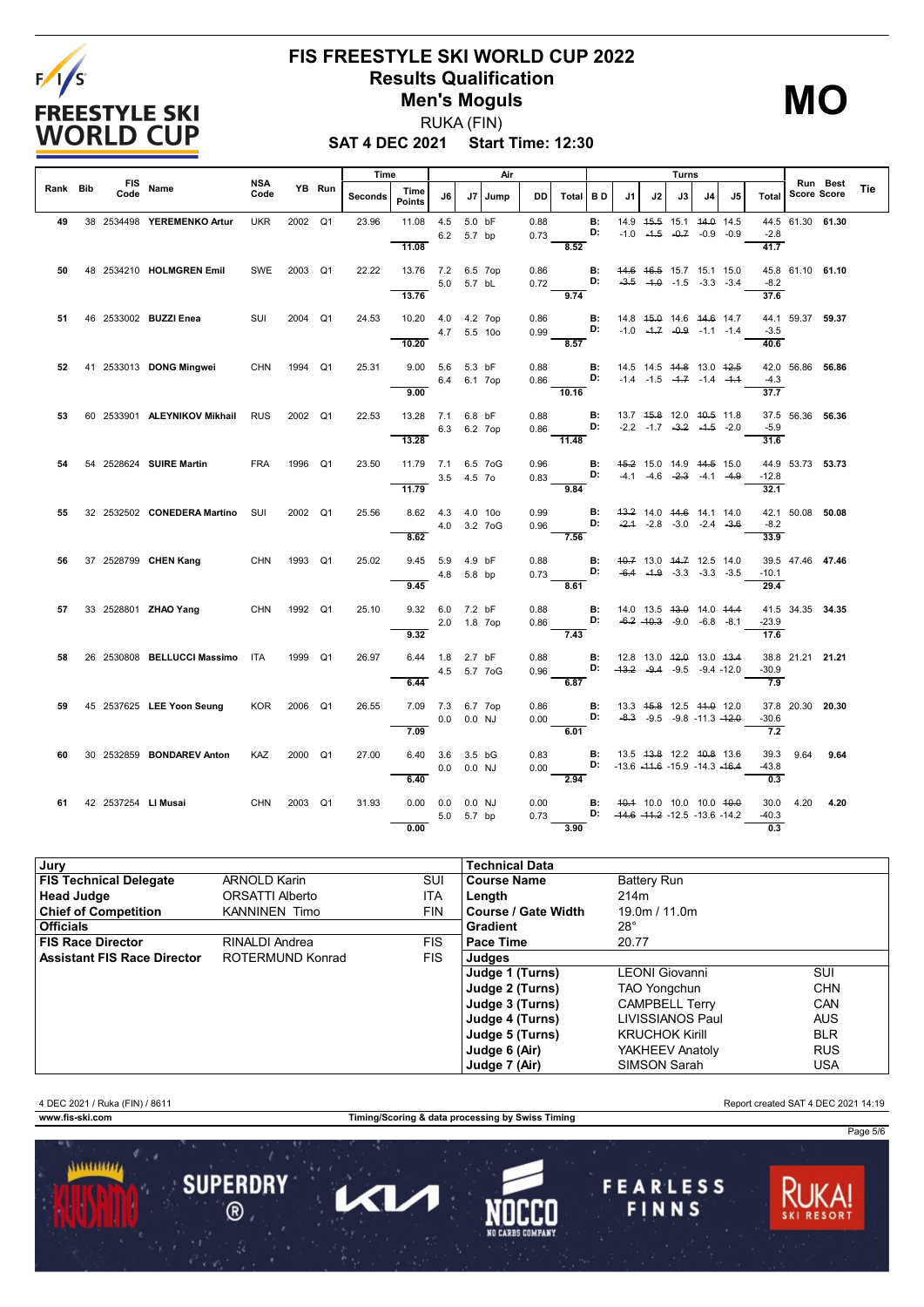# FIS FREESTYLE SKI WORLD CUP 2022

## Results Qualification

## Men's Moguls

RUKA (FIN)

**SAT 4 DEC 2021 Start Time: 12:30**

**MO**

| Rank | Bib | FIS Code | Name | NSA Code | YB | Run | Time Seconds | Time Points | Air J6 | Air J7 | Jump | DD | Air Total | B D | J1 | J2 | J3 | J4 | J5 | Turns Total | Run Score | Best Score | Tie |
|---|---|---|---|---|---|---|---|---|---|---|---|---|---|---|---|---|---|---|---|---|---|---|---|
| 49 | 38 | 2534498 | YEREMENKO Artur | UKR | 2002 | Q1 | 23.96 | 11.08 | 4.5 / 6.2 | 5.0 / 5.7 | bF / bp | 0.88 / 0.73 | 8.52 | B: / D: | 14.9 / -1.0 | ~~15.5~~ / ~~-1.5~~ | 15.1 / ~~-0.7~~ | ~~14.0~~ / -0.9 | 14.5 / -0.9 | 44.5 / -2.8 / 41.7 | 61.30 | 61.30 | |
| 50 | 48 | 2534210 | HOLMGREN Emil | SWE | 2003 | Q1 | 22.22 | 13.76 | 7.2 / 5.0 | 6.5 / 5.7 | 7op / bL | 0.86 / 0.72 | 9.74 | B: / D: | ~~14.6~~ / ~~-3.5~~ | ~~16.5~~ / ~~-1.0~~ | 15.7 / -1.5 | 15.1 / -3.3 | 15.0 / -3.4 | 45.8 / -8.2 / 37.6 | 61.10 | 61.10 | |
| 51 | 46 | 2533002 | BUZZI Enea | SUI | 2004 | Q1 | 24.53 | 10.20 | 4.0 / 4.7 | 4.2 / 5.5 | 7op / 10o | 0.86 / 0.99 | 8.57 | B: / D: | 14.8 / -1.0 | ~~15.0~~ / ~~-1.7~~ | 14.6 / ~~-0.9~~ | ~~14.6~~ / -1.1 | 14.7 / -1.4 | 44.1 / -3.5 / 40.6 | 59.37 | 59.37 | |
| 52 | 41 | 2533013 | DONG Mingwei | CHN | 1994 | Q1 | 25.31 | 9.00 | 5.6 / 6.4 | 5.3 / 6.1 | bF / 7op | 0.88 / 0.86 | 10.16 | B: / D: | 14.5 / -1.4 | 14.5 / -1.5 | ~~14.8~~ / ~~-1.7~~ | 13.0 / -1.4 | ~~12.5~~ / ~~-1.1~~ | 42.0 / -4.3 / 37.7 | 56.86 | 56.86 | |
| 53 | 60 | 2533901 | ALEYNIKOV Mikhail | RUS | 2002 | Q1 | 22.53 | 13.28 | 7.1 / 6.3 | 6.8 / 6.2 | bF / 7op | 0.88 / 0.86 | 11.48 | B: / D: | 13.7 / -2.2 | ~~15.8~~ / -1.7 | 12.0 / ~~-3.2~~ | ~~10.5~~ / ~~-1.5~~ | 11.8 / -2.0 | 37.5 / -5.9 / 31.6 | 56.36 | 56.36 | |
| 54 | 54 | 2528624 | SUIRE Martin | FRA | 1996 | Q1 | 23.50 | 11.79 | 7.1 / 3.5 | 6.5 / 4.5 | 7oG / 7o | 0.96 / 0.83 | 9.84 | B: / D: | ~~15.2~~ / -4.1 | 15.0 / -4.6 | 14.9 / ~~-2.3~~ | ~~14.5~~ / -4.1 | 15.0 / ~~-4.9~~ | 44.9 / -12.8 / 32.1 | 53.73 | 53.73 | |
| 55 | 32 | 2532502 | CONEDERA Martino | SUI | 2002 | Q1 | 25.56 | 8.62 | 4.3 / 4.0 | 4.0 / 3.2 | 10o / 7oG | 0.99 / 0.96 | 7.56 | B: / D: | ~~13.2~~ / ~~-2.1~~ | 14.0 / -2.8 | ~~14.6~~ / -3.0 | 14.1 / -2.4 | 14.0 / ~~-3.6~~ | 42.1 / -8.2 / 33.9 | 50.08 | 50.08 | |
| 56 | 37 | 2528799 | CHEN Kang | CHN | 1993 | Q1 | 25.02 | 9.45 | 5.9 / 4.8 | 4.9 / 5.8 | bF / bp | 0.88 / 0.73 | 8.61 | B: / D: | ~~10.7~~ / ~~-6.4~~ | 13.0 / ~~-1.9~~ | ~~14.7~~ / -3.3 | 12.5 / -3.3 | 14.0 / -3.5 | 39.5 / -10.1 / 29.4 | 47.46 | 47.46 | |
| 57 | 33 | 2528801 | ZHAO Yang | CHN | 1992 | Q1 | 25.10 | 9.32 | 6.0 / 2.0 | 7.2 / 1.8 | bF / 7op | 0.88 / 0.86 | 7.43 | B: / D: | 14.0 / ~~-6.2~~ | 13.5 / ~~-10.3~~ | ~~13.0~~ / -9.0 | 14.0 / -6.8 | ~~14.4~~ / -8.1 | 41.5 / -23.9 / 17.6 | 34.35 | 34.35 | |
| 58 | 26 | 2530808 | BELLUCCI Massimo | ITA | 1999 | Q1 | 26.97 | 6.44 | 1.8 / 4.5 | 2.7 / 5.7 | bF / 7oG | 0.88 / 0.96 | 6.87 | B: / D: | 12.8 / ~~-13.2~~ | 13.0 / ~~-9.4~~ | ~~12.0~~ / -9.5 | 13.0 / -9.4 | ~~13.4~~ / -12.0 | 38.8 / -30.9 / 7.9 | 21.21 | 21.21 | |
| 59 | 45 | 2537625 | LEE Yoon Seung | KOR | 2006 | Q1 | 26.55 | 7.09 | 7.3 / 0.0 | 6.7 / 0.0 | 7op / NJ | 0.86 / 0.00 | 6.01 | B: / D: | 13.3 / ~~-8.3~~ | ~~15.8~~ / -9.5 | 12.5 / -9.8 | ~~11.0~~ / -11.3 | 12.0 / ~~-12.0~~ | 37.8 / -30.6 / 7.2 | 20.30 | 20.30 | |
| 60 | 30 | 2532859 | BONDAREV Anton | KAZ | 2000 | Q1 | 27.00 | 6.40 | 3.6 / 0.0 | 3.5 / 0.0 | bG / NJ | 0.83 / 0.00 | 2.94 | B: / D: | 13.5 / -13.6 | ~~13.8~~ / ~~-11.6~~ | 12.2 / -15.9 | ~~10.8~~ / -14.3 | 13.6 / ~~-16.4~~ | 39.3 / -43.8 / 0.3 | 9.64 | 9.64 | |
| 61 | 42 | 2537254 | LI Musai | CHN | 2003 | Q1 | 31.93 | 0.00 | 0.0 / 5.0 | 0.0 / 5.7 | NJ / bp | 0.00 / 0.73 | 3.90 | B: / D: | ~~10.1~~ / ~~-14.6~~ | 10.0 / ~~-11.2~~ | 10.0 / -12.5 | 10.0 / -13.6 | ~~10.0~~ / -14.2 | 30.0 / -40.3 / 0.3 | 4.20 | 4.20 | |

| Jury | | |
|---|---|---|
| FIS Technical Delegate | ARNOLD Karin | SUI |
| Head Judge | ORSATTI Alberto | ITA |
| Chief of Competition | KANNINEN Timo | FIN |
| **Officials** | | |
| FIS Race Director | RINALDI Andrea | FIS |
| Assistant FIS Race Director | ROTERMUND Konrad | FIS |

| Technical Data | | |
|---|---|---|
| Course Name | Battery Run | |
| Length | 214m | |
| Course / Gate Width | 19.0m / 11.0m | |
| Gradient | 28° | |
| Pace Time | 20.77 | |
| **Judges** | | |
| Judge 1 (Turns) | LEONI Giovanni | SUI |
| Judge 2 (Turns) | TAO Yongchun | CHN |
| Judge 3 (Turns) | CAMPBELL Terry | CAN |
| Judge 4 (Turns) | LIVISSIANOS Paul | AUS |
| Judge 5 (Turns) | KRUCHOK Kirill | BLR |
| Judge 6 (Air) | YAKHEEV Anatoly | RUS |
| Judge 7 (Air) | SIMSON Sarah | USA |

4 DEC 2021 / Ruka (FIN) / 8611 — Report created SAT 4 DEC 2021 14:19

www.fis-ski.com — Timing/Scoring & data processing by Swiss Timing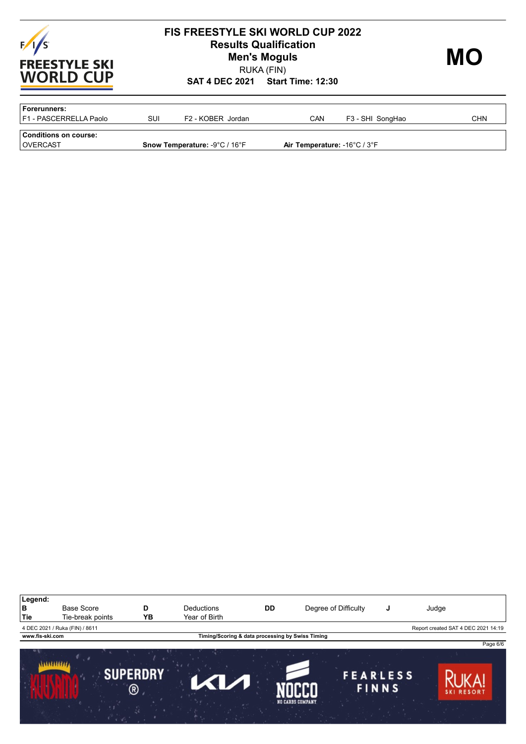# FIS FREESTYLE SKI WORLD CUP 2022

## Results Qualification

## Men's Moguls

RUKA (FIN)

**SAT 4 DEC 2021 Start Time: 12:30**

**MO**

| **Forerunners:** | | | | | |
|---|---|---|---|---|---|
| F1 - PASCERRELLA Paolo | SUI | F2 - KOBER Jordan | CAN | F3 - SHI SongHao | CHN |

| **Conditions on course:** | | |
|---|---|---|
| OVERCAST | **Snow Temperature:** -9°C / 16°F | **Air Temperature:** -16°C / 3°F |

| **Legend:** | | | | | | | |
|---|---|---|---|---|---|---|---|
| **B** | Base Score | **D** | Deductions | **DD** | Degree of Difficulty | **J** | Judge |
| **Tie** | Tie-break points | **YB** | Year of Birth | | | | |

4 DEC 2021 / Ruka (FIN) / 8611

Report created SAT 4 DEC 2021 14:19

www.fis-ski.com

Timing/Scoring & data processing by Swiss Timing